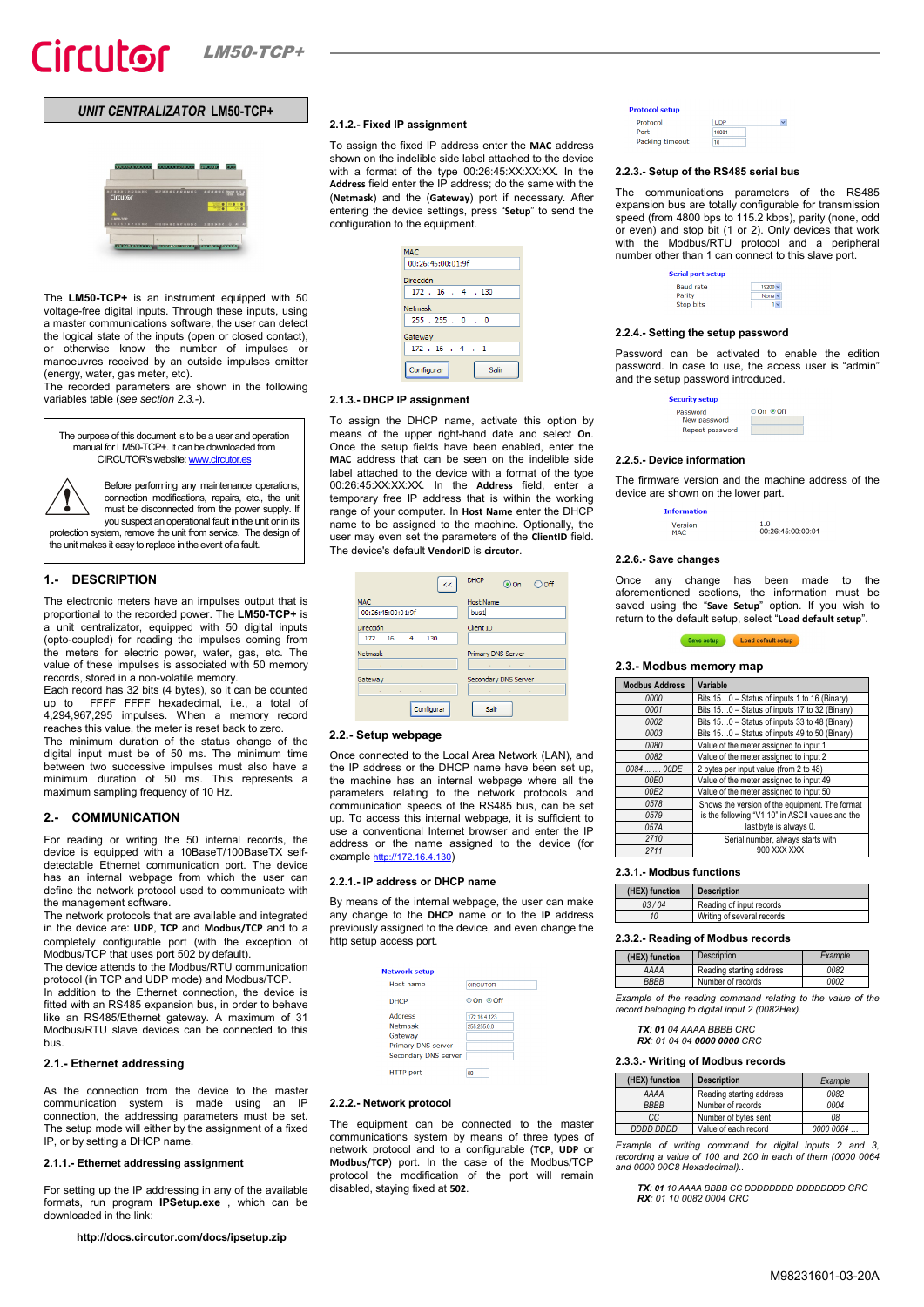# UNIT CENTRALIZATOR LM50-TCP+

The **LM50-TCP+** is an instrument equipped with 50 voltage-free digital inputs. Through these inputs, using a master communications software, the user can detect the logical state of the inputs (open or closed contact), or otherwise know the number of impulses or manoeuvres received by an outside impulses emitter (energy, water, gas meter, etc).
The recorded parameters are shown in the following variables table (*see section 2.3.-*).

The purpose of this document is to be a user and operation manual for LM50-TCP+. It can be downloaded from CIRCUTOR's website: www.circutor.es

Before performing any maintenance operations, connection modifications, repairs, etc., the unit must be disconnected from the power supply. If you suspect an operational fault in the unit or in its protection system, remove the unit from service. The design of the unit makes it easy to replace in the event of a fault.

## 1.- DESCRIPTION

The electronic meters have an impulses output that is proportional to the recorded power. The **LM50-TCP+** is a unit centralizer, equipped with 50 digital inputs (opto-coupled) for reading the impulses coming from the meters for electric power, water, gas, etc. The value of these impulses is associated with 50 memory records, stored in a non-volatile memory.
Each record has 32 bits (4 bytes), so it can be counted up to FFFF FFFF hexadecimal, i.e., a total of 4,294,967,295 impulses. When a memory record reaches this value, the meter is reset back to zero.
The minimum duration of the status change of the digital input must be of 50 ms. The minimum time between two successive impulses must also have a minimum duration of 50 ms. This represents a maximum sampling frequency of 10 Hz.

## 2.- COMMUNICATION

For reading or writing the 50 internal records, the device is equipped with a 10BaseT/100BaseTX self-detectable Ethernet communication port. The device has an internal webpage from which the user can define the network protocol used to communicate with the management software.
The network protocols that are available and integrated in the device are: **UDP**, **TCP** and **Modbus/TCP** and to a completely configurable port (with the exception of Modbus/TCP that uses port 502 by default).
The device attends to the Modbus/RTU communication protocol (in TCP and UDP mode) and Modbus/TCP.
In addition to the Ethernet connection, the device is fitted with an RS485 expansion bus, in order to behave like an RS485/Ethernet gateway. A maximum of 31 Modbus/RTU slave devices can be connected to this bus.

### 2.1.- Ethernet addressing

As the connection from the device to the master communication system is made using an IP connection, the addressing parameters must be set. The setup mode will either by the assignment of a fixed IP, or by setting a DHCP name.

### 2.1.1.- Ethernet addressing assignment

For setting up the IP addressing in any of the available formats, run program **IPSetup.exe** , which can be downloaded in the link:

**http://docs.circutor.com/docs/ipsetup.zip**

### 2.1.2.- Fixed IP assignment

To assign the fixed IP address enter the **MAC** address shown on the indelible side label attached to the device with a format of the type 00:26:45:XX:XX:XX. In the **Address** field enter the IP address; do the same with the (**Netmask**) and the (**Gateway**) port if necessary. After entering the device settings, press "**Setup**" to send the configuration to the equipment.

MAC: 00:26:45:00:01:9F
Dirección: 172 . 16 . 4 . 130
Netmask: 255 . 255 . 0 . 0
Gateway: 172 . 16 . 4 . 1
Configurar | Salir

### 2.1.3.- DHCP IP assignment

To assign the DHCP name, activate this option by means of the upper right-hand date and select **On**. Once the setup fields have been enabled, enter the **MAC** address that can be seen on the indelible side label attached to the device with a format of the type 00:26:45:XX:XX:XX. In the **Address** field, enter a temporary free IP address that is within the working range of your computer. In **Host Name** enter the DHCP name to be assigned to the machine. Optionally, the user may even set the parameters of the **ClientID** field. The device's default **VendorID** is **circutor**.

<< DHCP ⦿On ○Off
MAC: 00:26:45:00:01:9f | Host Name: bus1
Dirección: 172 . 16 . 4 . 130 | Client ID
Netmask | Primary DNS Server
Gateway | Secondary DNS Server
Configurar | Salir

### 2.2.- Setup webpage

Once connected to the Local Area Network (LAN), and the IP address or the DHCP name have been set up, the machine has an internal webpage where all the parameters relating to the network protocols and communication speeds of the RS485 bus, can be set up. To access this internal webpage, it is sufficient to use a conventional Internet browser and enter the IP address or the name assigned to the device (for example http://172.16.4.130)

### 2.2.1.- IP address or DHCP name

By means of the internal webpage, the user can make any change to the **DHCP** name or to the **IP** address previously assigned to the device, and even change the http setup access port.

**Network setup**
Host name: CIRCUTOR
DHCP: ○On ⦿Off
Address: 172.16.4.123
Netmask: 255.255.0.0
Gateway
Primary DNS server
Secondary DNS server
HTTP port: 80

### 2.2.2.- Network protocol

The equipment can be connected to the master communications system by means of three types of network protocol and to a configurable (**TCP**, **UDP** or **Modbus/TCP**) port. In the case of the Modbus/TCP protocol the modification of the port will remain disabled, staying fixed at **502**.

**Protocol setup**
Protocol: UDP
Port: 10001
Packing timeout: 10

### 2.2.3.- Setup of the RS485 serial bus

The communications parameters of the RS485 expansion bus are totally configurable for transmission speed (from 4800 bps to 115.2 kbps), parity (none, odd or even) and stop bit (1 or 2). Only devices that work with the Modbus/RTU protocol and a peripheral number other than 1 can connect to this slave port.

**Serial port setup**
Baud rate: 19200
Parity: None
Stop bits: 1

### 2.2.4.- Setting the setup password

Password can be activated to enable the edition password. In case to use, the access user is "admin" and the setup password introduced.

**Security setup**
Password: ○On ⦿Off
New password
Repeat password

### 2.2.5.- Device information

The firmware version and the machine address of the device are shown on the lower part.

**Information**
Version: 1.0
MAC: 00:26:45:00:00:01

### 2.2.6.- Save changes

Once any change has been made to the aforementioned information must be saved using the "**Save Setup**" option. If you wish to return to the default setup, select "**Load default setup**".

Save setup | Load default setup

### 2.3.- Modbus memory map

| Modbus Address | Variable |
|---|---|
| 0000 | Bits 15…0 – Status of inputs 1 to 16 (Binary) |
| 0001 | Bits 15…0 – Status of inputs 17 to 32 (Binary) |
| 0002 | Bits 15…0 – Status of inputs 33 to 48 (Binary) |
| 0003 | Bits 15…0 – Status of inputs 49 to 50 (Binary) |
| 0080 | Value of the meter assigned to input 1 |
| 0082 | Value of the meter assigned to input 2 |
| 0084 …. .. 00DE | 2 bytes per input value (from 2 to 48) |
| 00E0 | Value of the meter assigned to input 49 |
| 00E2 | Value of the meter assigned to input 50 |
| 0578 / 0579 / 057A | Shows the version of the equipment. The format is the following "V1.10" in ASCII values and the last byte is always 0. |
| 2710 / 2711 | Serial number, always starts with 900 XXX XXX |

### 2.3.1.- Modbus functions

| (HEX) function | Description |
|---|---|
| 03 / 04 | Reading of input records |
| 10 | Writing of several records |

### 2.3.2.- Reading of Modbus records

| (HEX) function | Description | Example |
|---|---|---|
| AAAA | Reading starting address | 0082 |
| BBBB | Number of records | 0002 |

*Example of the reading command relating to the value of the record belonging to digital input 2 (0082Hex).*

***TX**: **01** 04 AAAA BBBB CRC*
***RX**: 01 04 04 **0000 0000** CRC*

### 2.3.3.- Writing of Modbus records

| (HEX) function | Description | Example |
|---|---|---|
| AAAA | Reading starting address | 0082 |
| BBBB | Number of records | 0004 |
| CC | Number of bytes sent | 08 |
| DDDD DDDD | Value of each record | 0000 0064 … |

*Example of writing command for digital inputs 2 and 3, recording a value of 100 and 200 in each of them (0000 0064 and 0000 00C8 Hexadecimal)..*

***TX**: **01** 10 AAAA BBBB CC DDDDDDDD DDDDDDDD CRC*
***RX**: 01 10 0082 0004 CRC*

M98231601-03-20A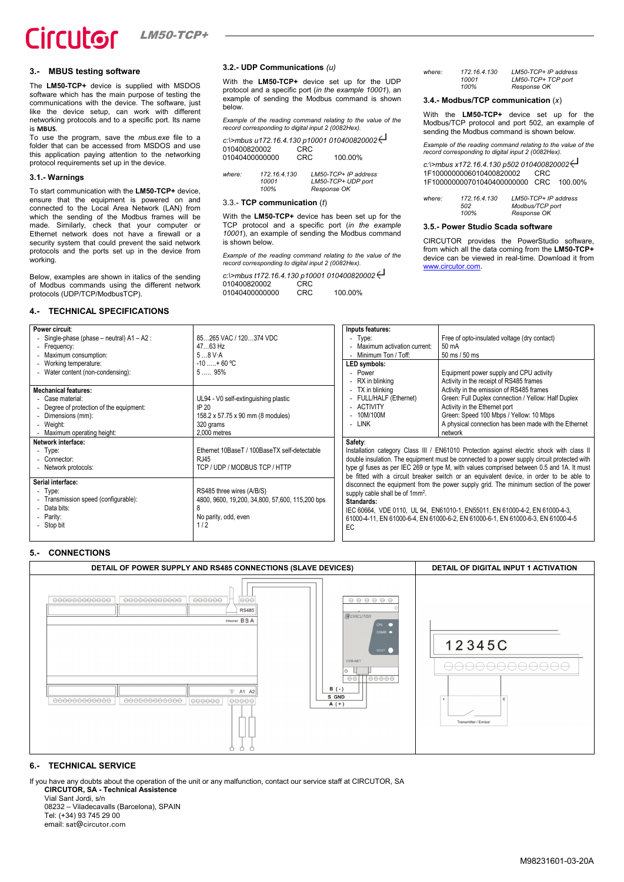## 3.- MBUS testing software

The **LM50-TCP+** device is supplied with MSDOS software which has the main purpose of testing the communications with the device. The software, just like the device setup, can work with different networking protocols and to a specific port. Its name is **MBUS**.

To use the program, save the *mbus.exe* file to a folder that can be accessed from MSDOS and use this application paying attention to the networking protocol requirements set up in the device.

### 3.1.- Warnings

To start communication with the **LM50-TCP+** device, ensure that the equipment is powered on and connected to the Local Area Network (LAN) from which the sending of the Modbus frames will be made. Similarly, check that your computer or Ethernet network does not have a firewall or a security system that could prevent the said network protocols and the ports set up in the device from working.

Below, examples are shown in italics of the sending of Modbus commands using the different network protocols (UDP/TCP/ModbusTCP).

### 3.2.- UDP Communications (*u*)

With the **LM50-TCP+** device set up for the UDP protocol and a specific port (*in the example 10001*), an example of sending the Modbus command is shown below.

*Example of the reading command relating to the value of the record corresponding to digital input 2 (0082Hex).*

*c:\>mbus u172.16.4.130 p10001 010400820002*
010400820002 CRC
01040400000000 CRC 100.00%

| where: | | |
|---|---|---|
| | *172.16.4.130* | *LM50-TCP+ IP address* |
| | *10001* | *LM50-TCP+ UDP port* |
| | *100%* | *Response OK* |

### 3.3.- TCP communication (*t*)

With the **LM50-TCP+** device has been set up for the TCP protocol and a specific port (*in the example 10001*), an example of sending the Modbus command is shown below.

*Example of the reading command relating to the value of the record corresponding to digital input 2 (0082Hex).*

*c:\>mbus t172.16.4.130 p10001 010400820002*
010400820002 CRC
01040400000000 CRC 100.00%

| where: | | |
|---|---|---|
| | *172.16.4.130* | *LM50-TCP+ IP address* |
| | *10001* | *LM50-TCP+ TCP port* |
| | *100%* | *Response OK* |

### 3.4.- Modbus/TCP communication (*x*)

With the **LM50-TCP+** device set up for the Modbus/TCP protocol and port 502, an example of sending the Modbus command is shown below.

*Example of the reading command relating to the value of the record corresponding to digital input 2 (0082Hex).*

*c:\>mbus x172.16.4.130 p502 010400820002*
1F1000000000060104008200002 CRC
1F1000000000701040400000000 CRC 100.00%

| where: | | |
|---|---|---|
| | *172.16.4.130* | *LM50-TCP+ IP address* |
| | *502* | *Modbus/TCP port* |
| | *100%* | *Response OK* |

### 3.5.- Power Studio Scada software

CIRCUTOR provides the PowerStudio software, from which all the data coming from the **LM50-TCP+** device can be viewed in real-time. Download it from www.circutor.com.

## 4.- TECHNICAL SPECIFICATIONS

| | |
|---|---|
| **Power circuit**: | |
| - Single-phase (phase – neutral) A1 – A2 : | 85…265 VAC / 120…374 VDC |
| - Frequency: | 47…63 Hz |
| - Maximum consumption: | 5 …8 V·A |
| - Working temperature: | -10 …..+ 60 ºC |
| - Water content (non-condensing): | 5 ….. 95% |
| **Mechanical features:** | |
| - Case material: | UL94 - V0 self-extinguishing plastic |
| - Degree of protection of the equipment: | IP 20 |
| - Dimensions (mm): | 158.2 x 57.75 x 90 mm (8 modules) |
| - Weight: | 320 grams |
| - Maximum operating height: | 2,000 metres |
| **Network interface:** | |
| - Type: | Ethernet 10BaseT / 100BaseTX self-detectable |
| - Connector: | RJ45 |
| - Network protocols: | TCP / UDP / MODBUS TCP / HTTP |
| **Serial interface:** | |
| - Type: | RS485 three wires (A/B/S) |
| - Transmission speed (configurable): | 4800, 9600, 19,200, 34,800, 57,600, 115,200 bps |
| - Data bits: | 8 |
| - Parity: | No parity, odd, even |
| - Stop bit | 1 / 2 |

| | |
|---|---|
| **Inputs features:** | |
| - Type: | Free of opto-insulated voltage (dry contact) |
| - Maximum activation current: | 50 mA |
| - Minimum Ton / Toff: | 50 ms / 50 ms |
| **LED symbols:** | |
| - Power | Equipment power supply and CPU activity |
| - RX in blinking | Activity in the receipt of RS485 frames |
| - TX in blinking | Activity in the emission of RS485 frames |
| - FULL/HALF (Ethernet) | Green: Full Duplex connection / Yellow: Half Duplex |
| - ACTIVITY | Activity in the Ethernet port |
| - 10M/100M | Green: Speed 100 Mbps / Yellow: 10 Mbps |
| - LINK | A physical connection has been made with the Ethernet network |

**Safety**:
Installation category Class III / EN61010 Protection against electric shock with class II double insulation. The equipment must be connected to a power supply circuit protected with type gl fuses as per IEC 269 or type M, with values comprised between 0.5 and 1A. It must be fitted with a circuit breaker switch or an equivalent device, in order to be able to disconnect the equipment from the power supply grid. The minimum section of the power supply cable shall be 1mm$^2$.

**Standards:**
IEC 60664, VDE 0110, UL 94, EN61010-1, EN55011, EN 61000-4-2, EN 61000-4-3, 61000-4-11, EN 61000-6-4, EN 61000-6-2, EN 61000-6-1, EN 61000-6-3, EN 61000-4-5
EC

## 5.- CONNECTIONS

DETAIL OF POWER SUPPLY AND RS485 CONNECTIONS (SLAVE DEVICES)

RS485
Ethernet B S A
A1 A2
CIRCUTOR
CPU
COMM
RESET
CVM-NET
B ( - )
S GND
A ( + )

DETAIL OF DIGITAL INPUT 1 ACTIVATION

1 2 3 4 5 C
+
C
Transmitter / Emisor

## 6.- TECHNICAL SERVICE

If you have any doubts about the operation of the unit or any malfunction, contact our service staff at CIRCUTOR, SA

**CIRCUTOR, SA - Technical Assistence**
Vial Sant Jordi, s/n
08232 – Viladecavalls (Barcelona), SPAIN
Tel: (+34) 93 745 29 00
email: sat@circutor.com

M98231601-03-20A